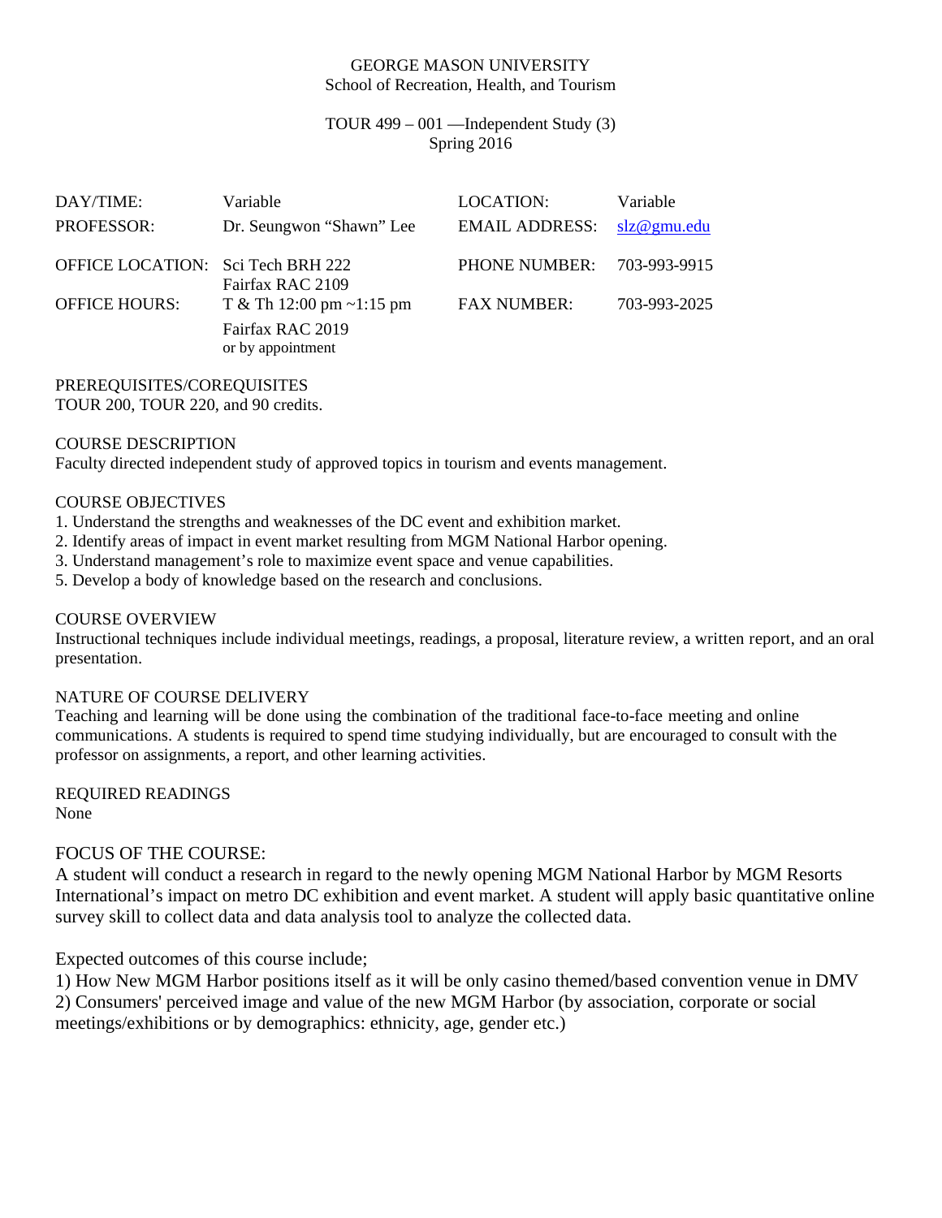GEORGE MASON UNIVERSITY
School of Recreation, Health, and Tourism

TOUR 499 – 001 —Independent Study (3)
Spring 2016

| | | | |
|---|---|---|---|
| DAY/TIME: | Variable | LOCATION: | Variable |
| PROFESSOR: | Dr. Seungwon "Shawn" Lee | EMAIL ADDRESS: | slz@gmu.edu |
| OFFICE LOCATION: | Sci Tech BRH 222<br>Fairfax RAC 2109 | PHONE NUMBER: | 703-993-9915 |
| OFFICE HOURS: | T & Th 12:00 pm ~1:15 pm<br>Fairfax RAC 2019<br>or by appointment | FAX NUMBER: | 703-993-2025 |

PREREQUISITES/COREQUISITES
TOUR 200, TOUR 220, and 90 credits.

COURSE DESCRIPTION
Faculty directed independent study of approved topics in tourism and events management.

COURSE OBJECTIVES
1. Understand the strengths and weaknesses of the DC event and exhibition market.
2. Identify areas of impact in event market resulting from MGM National Harbor opening.
3. Understand management's role to maximize event space and venue capabilities.
5. Develop a body of knowledge based on the research and conclusions.

COURSE OVERVIEW
Instructional techniques include individual meetings, readings, a proposal, literature review, a written report, and an oral presentation.

NATURE OF COURSE DELIVERY
Teaching and learning will be done using the combination of the traditional face-to-face meeting and online communications. A students is required to spend time studying individually, but are encouraged to consult with the professor on assignments, a report, and other learning activities.

REQUIRED READINGS
None

FOCUS OF THE COURSE:
A student will conduct a research in regard to the newly opening MGM National Harbor by MGM Resorts International's impact on metro DC exhibition and event market. A student will apply basic quantitative online survey skill to collect data and data analysis tool to analyze the collected data.

Expected outcomes of this course include;
1) How New MGM Harbor positions itself as it will be only casino themed/based convention venue in DMV
2) Consumers' perceived image and value of the new MGM Harbor (by association, corporate or social meetings/exhibitions or by demographics: ethnicity, age, gender etc.)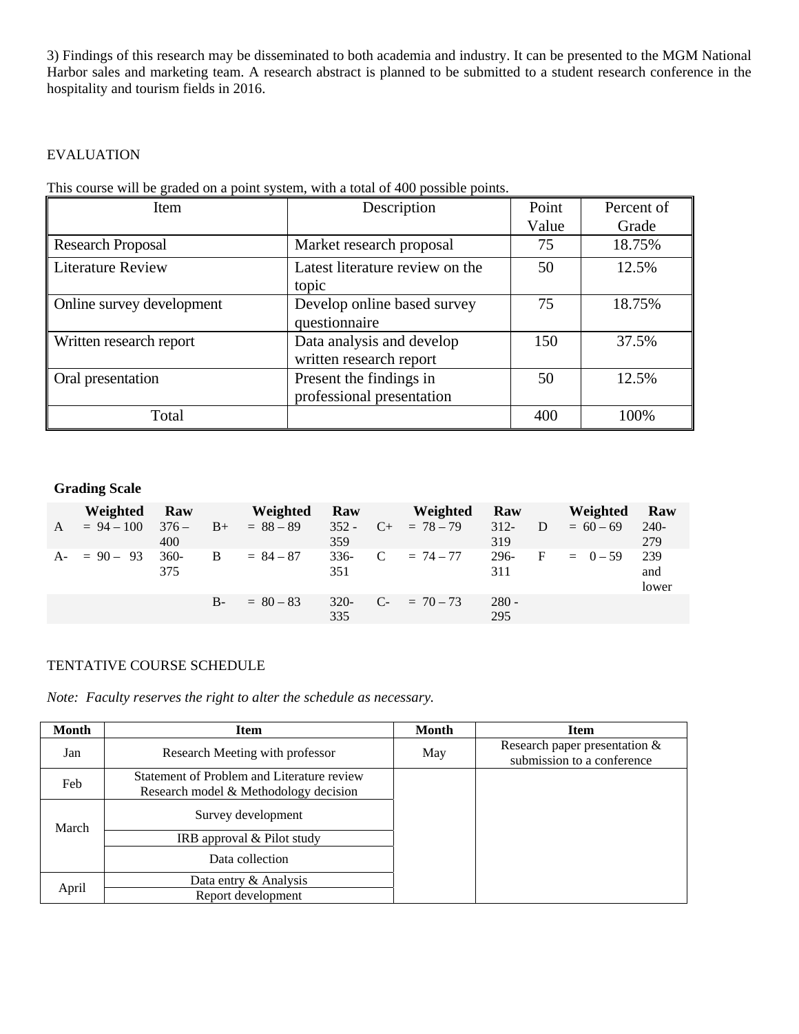3) Findings of this research may be disseminated to both academia and industry. It can be presented to the MGM National Harbor sales and marketing team. A research abstract is planned to be submitted to a student research conference in the hospitality and tourism fields in 2016.

EVALUATION

This course will be graded on a point system, with a total of 400 possible points.

| Item | Description | Point Value | Percent of Grade |
|---|---|---|---|
| Research Proposal | Market research proposal | 75 | 18.75% |
| Literature Review | Latest literature review on the topic | 50 | 12.5% |
| Online survey development | Develop online based survey questionnaire | 75 | 18.75% |
| Written research report | Data analysis and develop written research report | 150 | 37.5% |
| Oral presentation | Present the findings in professional presentation | 50 | 12.5% |
| Total | | 400 | 100% |

**Grading Scale**

| | Weighted | Raw | | Weighted | Raw | | Weighted | Raw | | Weighted | Raw |
|---|---|---|---|---|---|---|---|---|---|---|---|
| A | = 94 – 100 | 376 – 400 | B+ | = 88 – 89 | 352 - 359 | C+ | = 78 – 79 | 312-319 | D | = 60 – 69 | 240-279 |
| A- | = 90 – 93 | 360-375 | B | = 84 – 87 | 336-351 | C | = 74 – 77 | 296-311 | F | = 0 – 59 | 239 and lower |
| | | | B- | = 80 – 83 | 320-335 | C- | = 70 – 73 | 280 - 295 | | | |

TENTATIVE COURSE SCHEDULE

*Note: Faculty reserves the right to alter the schedule as necessary.*

| Month | Item | Month | Item |
|---|---|---|---|
| Jan | Research Meeting with professor | May | Research paper presentation & submission to a conference |
| Feb | Statement of Problem and Literature review<br>Research model & Methodology decision | | |
| March | Survey development | | |
| | IRB approval & Pilot study | | |
| | Data collection | | |
| April | Data entry & Analysis | | |
| | Report development | | |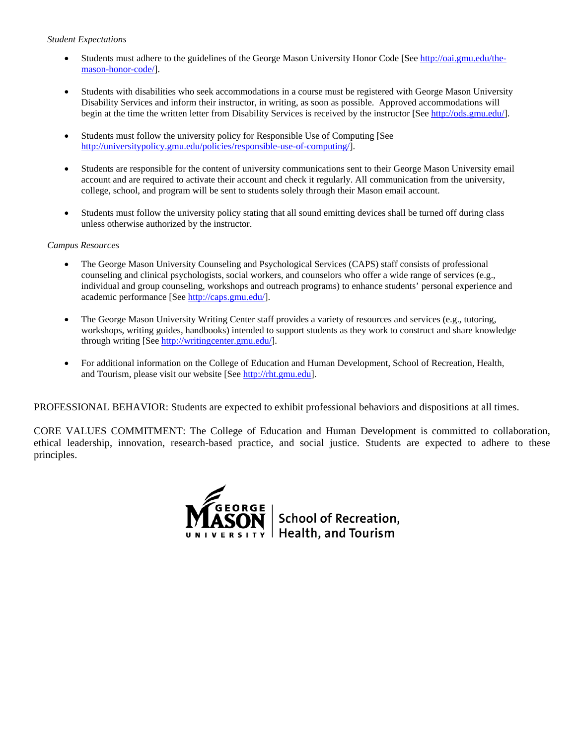*Student Expectations*

- Students must adhere to the guidelines of the George Mason University Honor Code [See http://oai.gmu.edu/the-mason-honor-code/].

- Students with disabilities who seek accommodations in a course must be registered with George Mason University Disability Services and inform their instructor, in writing, as soon as possible. Approved accommodations will begin at the time the written letter from Disability Services is received by the instructor [See http://ods.gmu.edu/].

- Students must follow the university policy for Responsible Use of Computing [See http://universitypolicy.gmu.edu/policies/responsible-use-of-computing/].

- Students are responsible for the content of university communications sent to their George Mason University email account and are required to activate their account and check it regularly. All communication from the university, college, school, and program will be sent to students solely through their Mason email account.

- Students must follow the university policy stating that all sound emitting devices shall be turned off during class unless otherwise authorized by the instructor.

*Campus Resources*

- The George Mason University Counseling and Psychological Services (CAPS) staff consists of professional counseling and clinical psychologists, social workers, and counselors who offer a wide range of services (e.g., individual and group counseling, workshops and outreach programs) to enhance students' personal experience and academic performance [See http://caps.gmu.edu/].

- The George Mason University Writing Center staff provides a variety of resources and services (e.g., tutoring, workshops, writing guides, handbooks) intended to support students as they work to construct and share knowledge through writing [See http://writingcenter.gmu.edu/].

- For additional information on the College of Education and Human Development, School of Recreation, Health, and Tourism, please visit our website [See http://rht.gmu.edu].

PROFESSIONAL BEHAVIOR: Students are expected to exhibit professional behaviors and dispositions at all times.

CORE VALUES COMMITMENT: The College of Education and Human Development is committed to collaboration, ethical leadership, innovation, research-based practice, and social justice. Students are expected to adhere to these principles.

GEORGE MASON UNIVERSITY | School of Recreation, Health, and Tourism